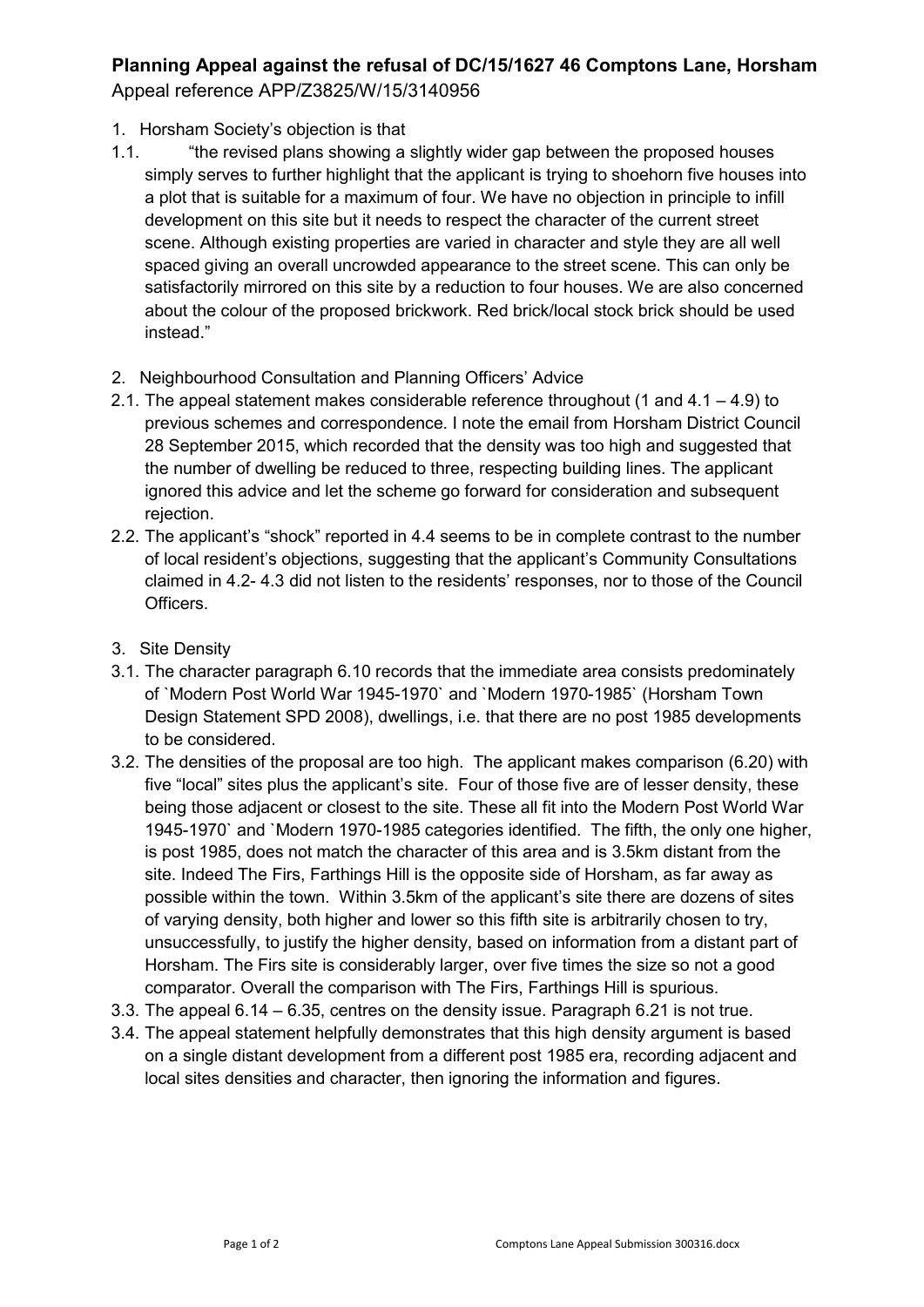**Planning Appeal against the refusal of DC/15/1627 46 Comptons Lane, Horsham**
Appeal reference APP/Z3825/W/15/3140956

1. Horsham Society's objection is that

1.1. "the revised plans showing a slightly wider gap between the proposed houses simply serves to further highlight that the applicant is trying to shoehorn five houses into a plot that is suitable for a maximum of four. We have no objection in principle to infill development on this site but it needs to respect the character of the current street scene. Although existing properties are varied in character and style they are all well spaced giving an overall uncrowded appearance to the street scene. This can only be satisfactorily mirrored on this site by a reduction to four houses. We are also concerned about the colour of the proposed brickwork. Red brick/local stock brick should be used instead."

2. Neighbourhood Consultation and Planning Officers' Advice

2.1. The appeal statement makes considerable reference throughout (1 and 4.1 – 4.9) to previous schemes and correspondence. I note the email from Horsham District Council 28 September 2015, which recorded that the density was too high and suggested that the number of dwelling be reduced to three, respecting building lines. The applicant ignored this advice and let the scheme go forward for consideration and subsequent rejection.

2.2. The applicant's "shock" reported in 4.4 seems to be in complete contrast to the number of local resident's objections, suggesting that the applicant's Community Consultations claimed in 4.2- 4.3 did not listen to the residents' responses, nor to those of the Council Officers.

3. Site Density

3.1. The character paragraph 6.10 records that the immediate area consists predominately of `Modern Post World War 1945-1970` and `Modern 1970-1985` (Horsham Town Design Statement SPD 2008), dwellings, i.e. that there are no post 1985 developments to be considered.

3.2. The densities of the proposal are too high. The applicant makes comparison (6.20) with five "local" sites plus the applicant's site. Four of those five are of lesser density, these being those adjacent or closest to the site. These all fit into the Modern Post World War 1945-1970` and `Modern 1970-1985 categories identified. The fifth, the only one higher, is post 1985, does not match the character of this area and is 3.5km distant from the site. Indeed The Firs, Farthings Hill is the opposite side of Horsham, as far away as possible within the town. Within 3.5km of the applicant's site there are dozens of sites of varying density, both higher and lower so this fifth site is arbitrarily chosen to try, unsuccessfully, to justify the higher density, based on information from a distant part of Horsham. The Firs site is considerably larger, over five times the size so not a good comparator. Overall the comparison with The Firs, Farthings Hill is spurious.

3.3. The appeal 6.14 – 6.35, centres on the density issue. Paragraph 6.21 is not true.

3.4. The appeal statement helpfully demonstrates that this high density argument is based on a single distant development from a different post 1985 era, recording adjacent and local sites densities and character, then ignoring the information and figures.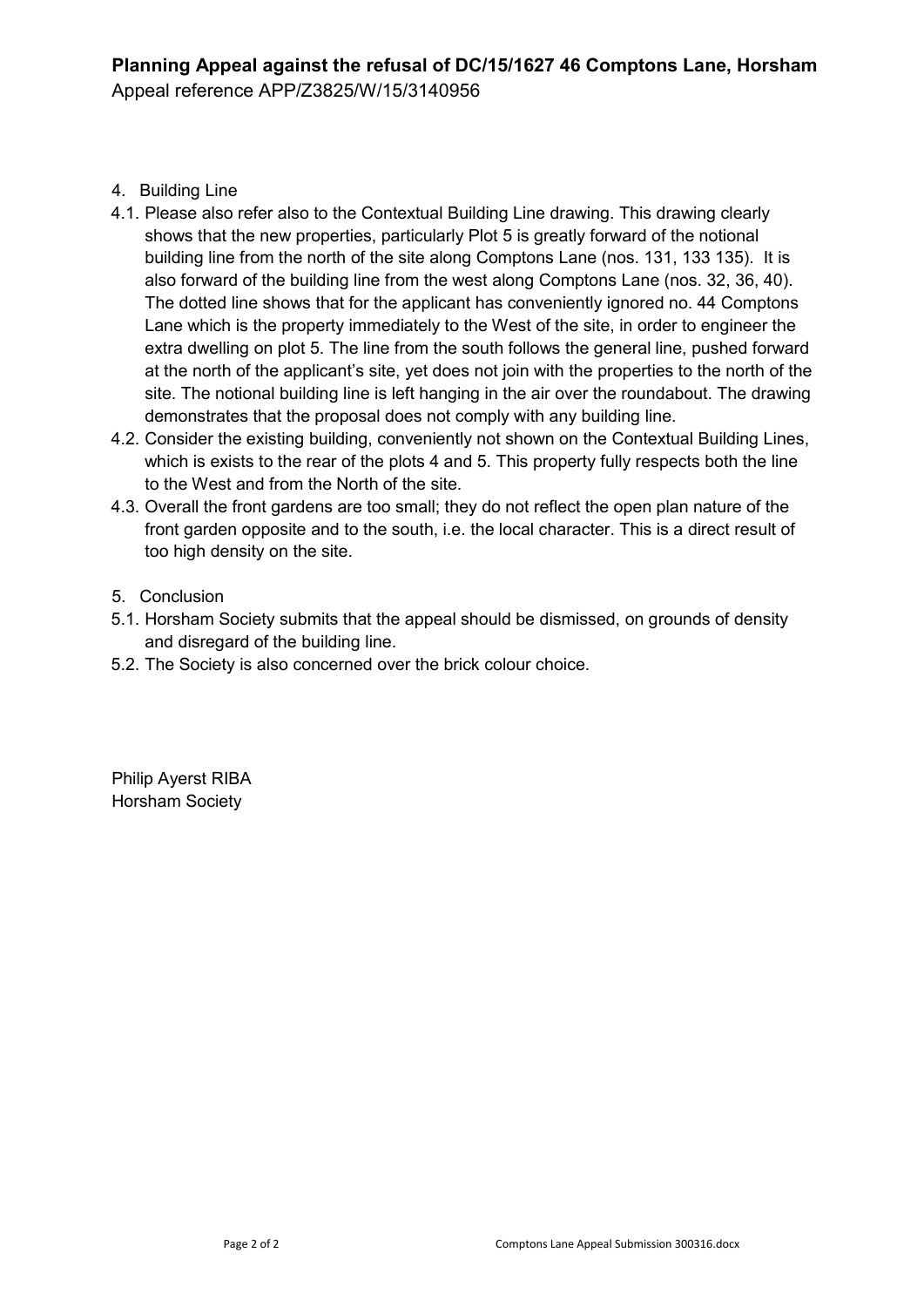**Planning Appeal against the refusal of DC/15/1627 46 Comptons Lane, Horsham**
Appeal reference APP/Z3825/W/15/3140956

4. Building Line

4.1. Please also refer also to the Contextual Building Line drawing. This drawing clearly shows that the new properties, particularly Plot 5 is greatly forward of the notional building line from the north of the site along Comptons Lane (nos. 131, 133 135). It is also forward of the building line from the west along Comptons Lane (nos. 32, 36, 40). The dotted line shows that for the applicant has conveniently ignored no. 44 Comptons Lane which is the property immediately to the West of the site, in order to engineer the extra dwelling on plot 5. The line from the south follows the general line, pushed forward at the north of the applicant's site, yet does not join with the properties to the north of the site. The notional building line is left hanging in the air over the roundabout. The drawing demonstrates that the proposal does not comply with any building line.

4.2. Consider the existing building, conveniently not shown on the Contextual Building Lines, which is exists to the rear of the plots 4 and 5. This property fully respects both the line to the West and from the North of the site.

4.3. Overall the front gardens are too small; they do not reflect the open plan nature of the front garden opposite and to the south, i.e. the local character. This is a direct result of too high density on the site.

5. Conclusion

5.1. Horsham Society submits that the appeal should be dismissed, on grounds of density and disregard of the building line.

5.2. The Society is also concerned over the brick colour choice.

Philip Ayerst RIBA
Horsham Society